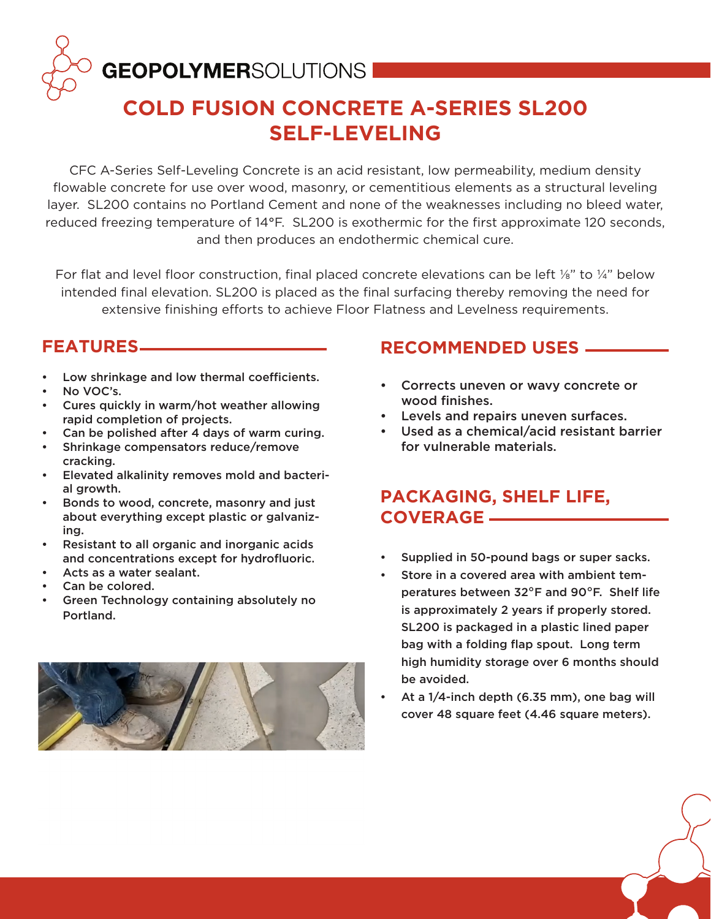# GEOPOLYMERSOLUTIONS

## COLD FUSION CONCRETE A-SERIES SL200 SELF-LEVELING

CFC A-Series Self-Leveling Concrete is an acid resistant, low permeability, medium density flowable concrete for use over wood, masonry, or cementitious elements as a structural leveling layer. SL200 contains no Portland Cement and none of the weaknesses including no bleed water, reduced freezing temperature of 14°F. SL200 is exothermic for the first approximate 120 seconds, and then produces an endothermic chemical cure.

For flat and level floor construction, final placed concrete elevations can be left ⅛" to ¼" below intended final elevation. SL200 is placed as the final surfacing thereby removing the need for extensive finishing efforts to achieve Floor Flatness and Levelness requirements.

## FEATURES

- Low shrinkage and low thermal coefficients.
- No VOC's.
- Cures quickly in warm/hot weather allowing rapid completion of projects.
- Can be polished after 4 days of warm curing.
- Shrinkage compensators reduce/remove cracking.
- Elevated alkalinity removes mold and bacterial growth.
- Bonds to wood, concrete, masonry and just about everything except plastic or galvanizing.
- Resistant to all organic and inorganic acids and concentrations except for hydrofluoric.
- Acts as a water sealant.
- Can be colored.
- Green Technology containing absolutely no Portland.

## RECOMMENDED USES

- Corrects uneven or wavy concrete or wood finishes.
- Levels and repairs uneven surfaces.
- Used as a chemical/acid resistant barrier for vulnerable materials.

## PACKAGING, SHELF LIFE, COVERAGE

- Supplied in 50-pound bags or super sacks.
- Store in a covered area with ambient temperatures between 32°F and 90°F. Shelf life is approximately 2 years if properly stored. SL200 is packaged in a plastic lined paper bag with a folding flap spout. Long term high humidity storage over 6 months should be avoided.
- At a 1/4-inch depth (6.35 mm), one bag will cover 48 square feet (4.46 square meters).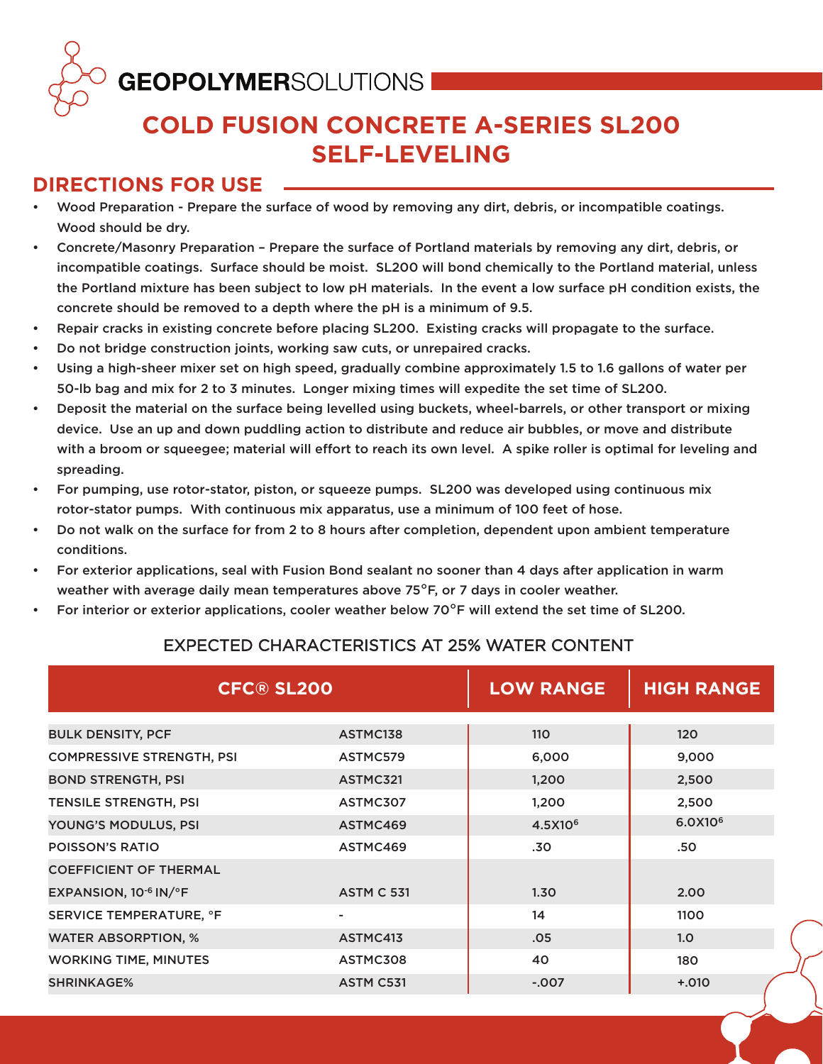# GEOPOLYMERSOLUTIONS

## COLD FUSION CONCRETE A-SERIES SL200 SELF-LEVELING

## DIRECTIONS FOR USE

- Wood Preparation - Prepare the surface of wood by removing any dirt, debris, or incompatible coatings. Wood should be dry.
- Concrete/Masonry Preparation – Prepare the surface of Portland materials by removing any dirt, debris, or incompatible coatings. Surface should be moist. SL200 will bond chemically to the Portland material, unless the Portland mixture has been subject to low pH materials. In the event a low surface pH condition exists, the concrete should be removed to a depth where the pH is a minimum of 9.5.
- Repair cracks in existing concrete before placing SL200. Existing cracks will propagate to the surface.
- Do not bridge construction joints, working saw cuts, or unrepaired cracks.
- Using a high-sheer mixer set on high speed, gradually combine approximately 1.5 to 1.6 gallons of water per 50-lb bag and mix for 2 to 3 minutes. Longer mixing times will expedite the set time of SL200.
- Deposit the material on the surface being levelled using buckets, wheel-barrels, or other transport or mixing device. Use an up and down puddling action to distribute and reduce air bubbles, or move and distribute with a broom or squeegee; material will effort to reach its own level. A spike roller is optimal for leveling and spreading.
- For pumping, use rotor-stator, piston, or squeeze pumps. SL200 was developed using continuous mix rotor-stator pumps. With continuous mix apparatus, use a minimum of 100 feet of hose.
- Do not walk on the surface for from 2 to 8 hours after completion, dependent upon ambient temperature conditions.
- For exterior applications, seal with Fusion Bond sealant no sooner than 4 days after application in warm weather with average daily mean temperatures above 75°F, or 7 days in cooler weather.
- For interior or exterior applications, cooler weather below 70°F will extend the set time of SL200.

### EXPECTED CHARACTERISTICS AT 25% WATER CONTENT

| CFC® SL200 | | LOW RANGE | HIGH RANGE |
|---|---|---|---|
| BULK DENSITY, PCF | ASTMC138 | 110 | 120 |
| COMPRESSIVE STRENGTH, PSI | ASTMC579 | 6,000 | 9,000 |
| BOND STRENGTH, PSI | ASTMC321 | 1,200 | 2,500 |
| TENSILE STRENGTH, PSI | ASTMC307 | 1,200 | 2,500 |
| YOUNG'S MODULUS, PSI | ASTMC469 | $4.5\text{X}10^{6}$ | $6.0\text{X}10^{6}$ |
| POISSON'S RATIO | ASTMC469 | .30 | .50 |
| COEFFICIENT OF THERMAL EXPANSION, $10^{-6}$ IN/°F | ASTM C 531 | 1.30 | 2.00 |
| SERVICE TEMPERATURE, °F | - | 14 | 1100 |
| WATER ABSORPTION, % | ASTMC413 | .05 | 1.0 |
| WORKING TIME, MINUTES | ASTMC308 | 40 | 180 |
| SHRINKAGE% | ASTM C531 | -.007 | +.010 |